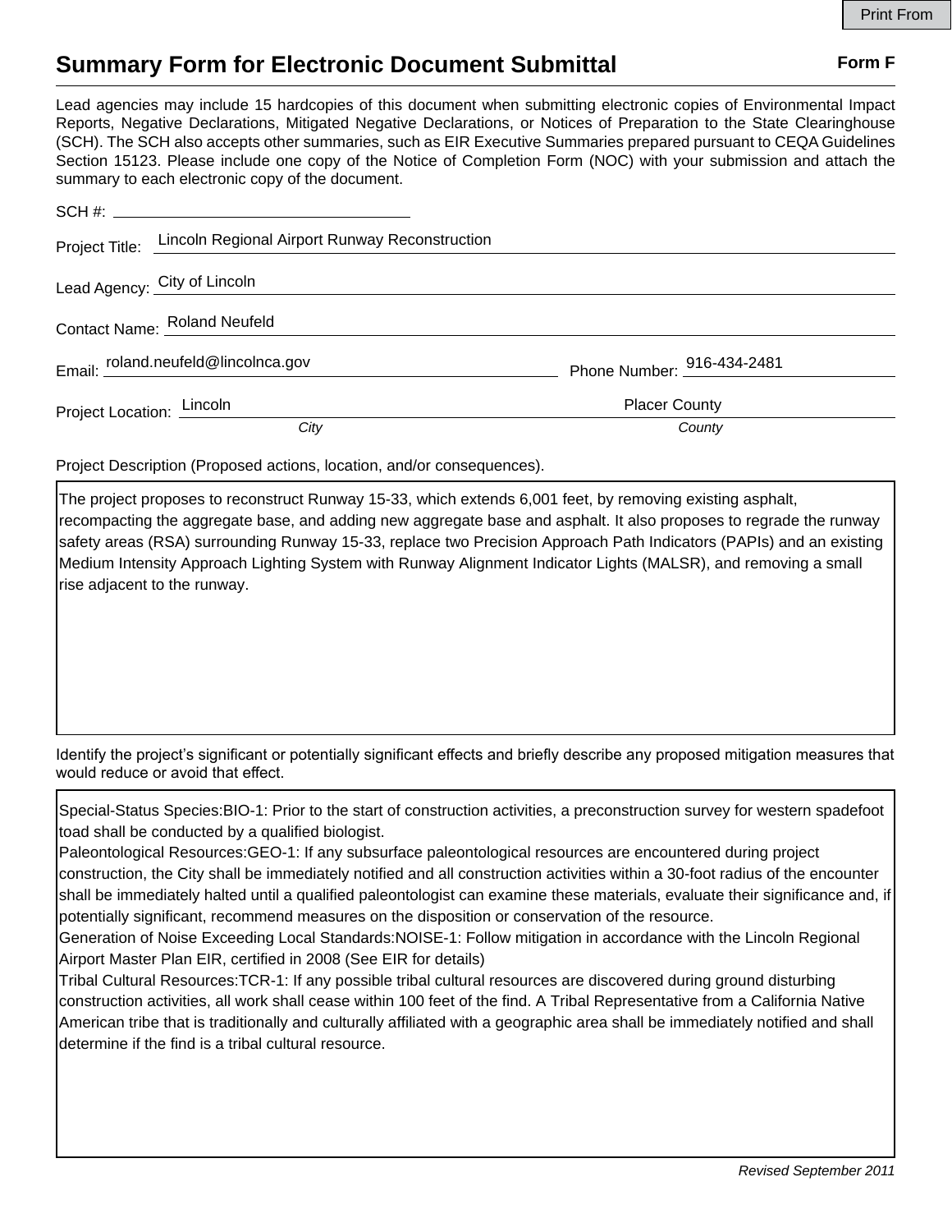Print From

# Summary Form for Electronic Document Submittal

**Form F**

Lead agencies may include 15 hardcopies of this document when submitting electronic copies of Environmental Impact Reports, Negative Declarations, Mitigated Negative Declarations, or Notices of Preparation to the State Clearinghouse (SCH). The SCH also accepts other summaries, such as EIR Executive Summaries prepared pursuant to CEQA Guidelines Section 15123. Please include one copy of the Notice of Completion Form (NOC) with your submission and attach the summary to each electronic copy of the document.

SCH #: ______________________

Project Title: Lincoln Regional Airport Runway Reconstruction

Lead Agency: City of Lincoln

Contact Name: Roland Neufeld

Email: roland.neufeld@lincolnca.gov Phone Number: 916-434-2481

Project Location: Lincoln (*City*) Placer County (*County*)

Project Description (Proposed actions, location, and/or consequences).

The project proposes to reconstruct Runway 15-33, which extends 6,001 feet, by removing existing asphalt, recompacting the aggregate base, and adding new aggregate base and asphalt. It also proposes to regrade the runway safety areas (RSA) surrounding Runway 15-33, replace two Precision Approach Path Indicators (PAPIs) and an existing Medium Intensity Approach Lighting System with Runway Alignment Indicator Lights (MALSR), and removing a small rise adjacent to the runway.

Identify the project's significant or potentially significant effects and briefly describe any proposed mitigation measures that would reduce or avoid that effect.

Special-Status Species:BIO-1: Prior to the start of construction activities, a preconstruction survey for western spadefoot toad shall be conducted by a qualified biologist.
Paleontological Resources:GEO-1: If any subsurface paleontological resources are encountered during project construction, the City shall be immediately notified and all construction activities within a 30-foot radius of the encounter shall be immediately halted until a qualified paleontologist can examine these materials, evaluate their significance and, if potentially significant, recommend measures on the disposition or conservation of the resource.
Generation of Noise Exceeding Local Standards:NOISE-1: Follow mitigation in accordance with the Lincoln Regional Airport Master Plan EIR, certified in 2008 (See EIR for details)
Tribal Cultural Resources:TCR-1: If any possible tribal cultural resources are discovered during ground disturbing construction activities, all work shall cease within 100 feet of the find. A Tribal Representative from a California Native American tribe that is traditionally and culturally affiliated with a geographic area shall be immediately notified and shall determine if the find is a tribal cultural resource.

*Revised September 2011*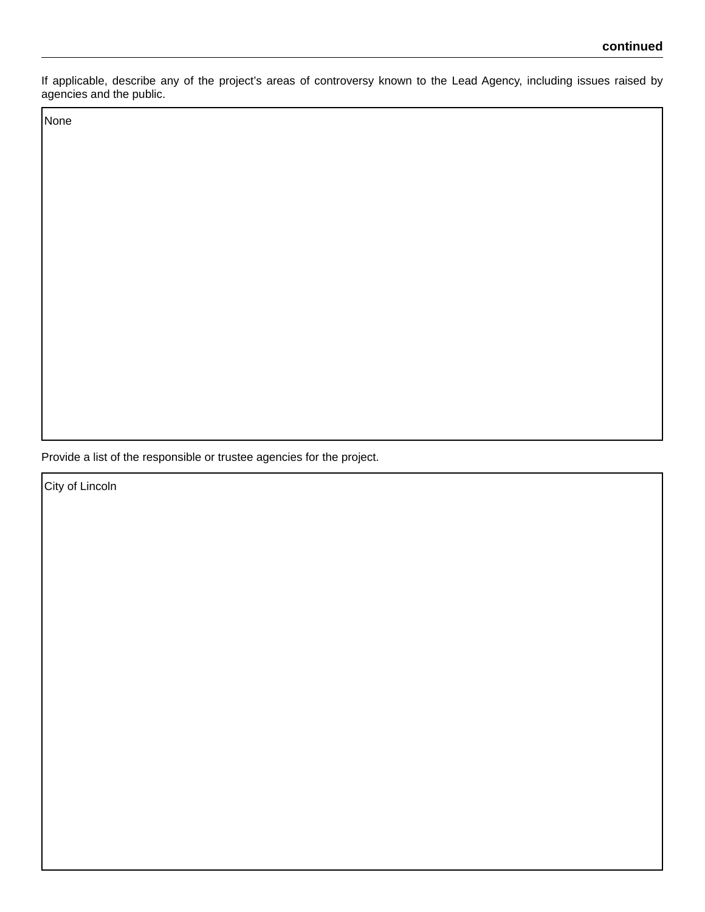**continued**

If applicable, describe any of the project's areas of controversy known to the Lead Agency, including issues raised by agencies and the public.

| |
|---|
| None |

Provide a list of the responsible or trustee agencies for the project.

| |
|---|
| City of Lincoln |